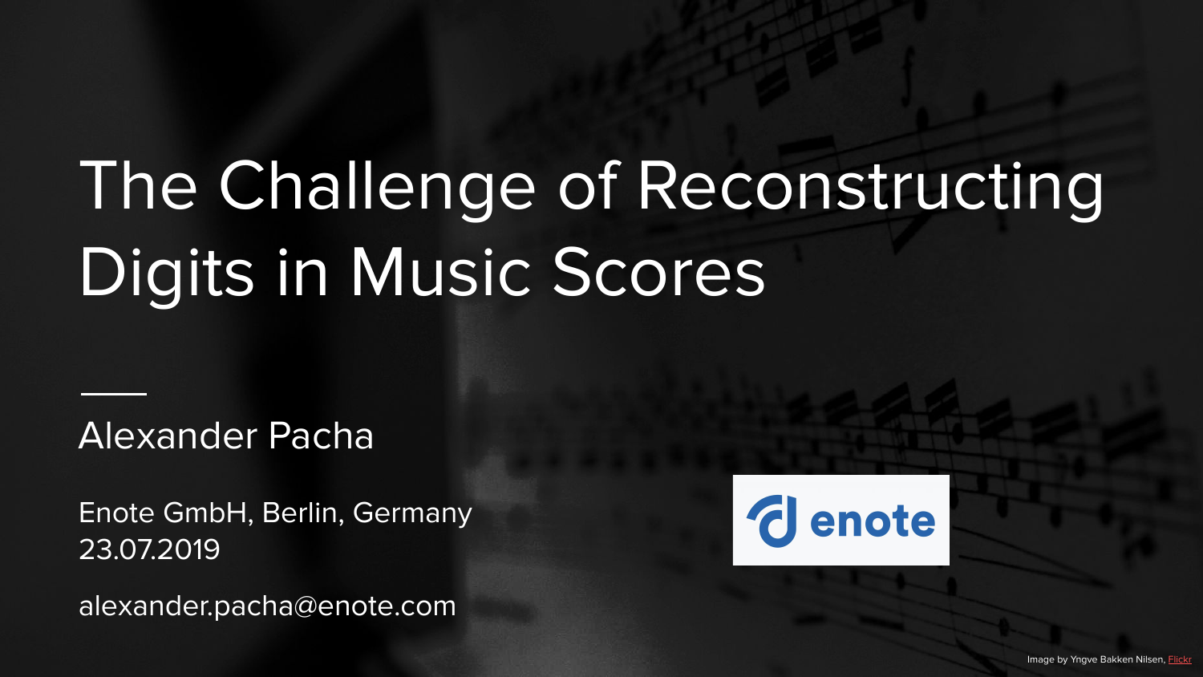# The Challenge of Reconstructing Digits in Music Scores

Alexander Pacha

Enote GmbH, Berlin, Germany
23.07.2019

alexander.pacha@enote.com

Image by Yngve Bakken Nilsen, Flickr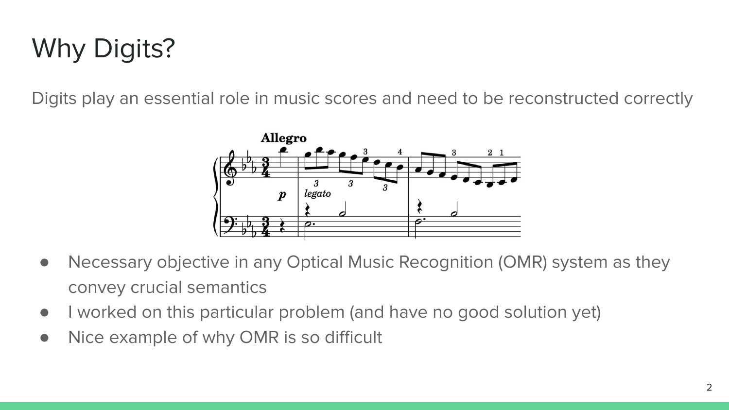# Why Digits?

Digits play an essential role in music scores and need to be reconstructed correctly

- Necessary objective in any Optical Music Recognition (OMR) system as they convey crucial semantics
- I worked on this particular problem (and have no good solution yet)
- Nice example of why OMR is so difficult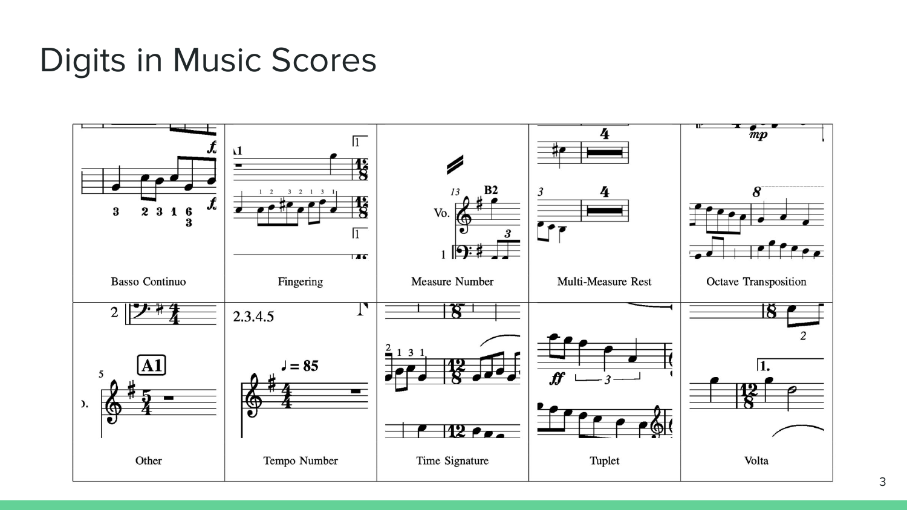# Digits in Music Scores

Basso Continuo

Fingering

Measure Number

Multi-Measure Rest

Octave Transposition

Other

Tempo Number

Time Signature

Tuplet

Volta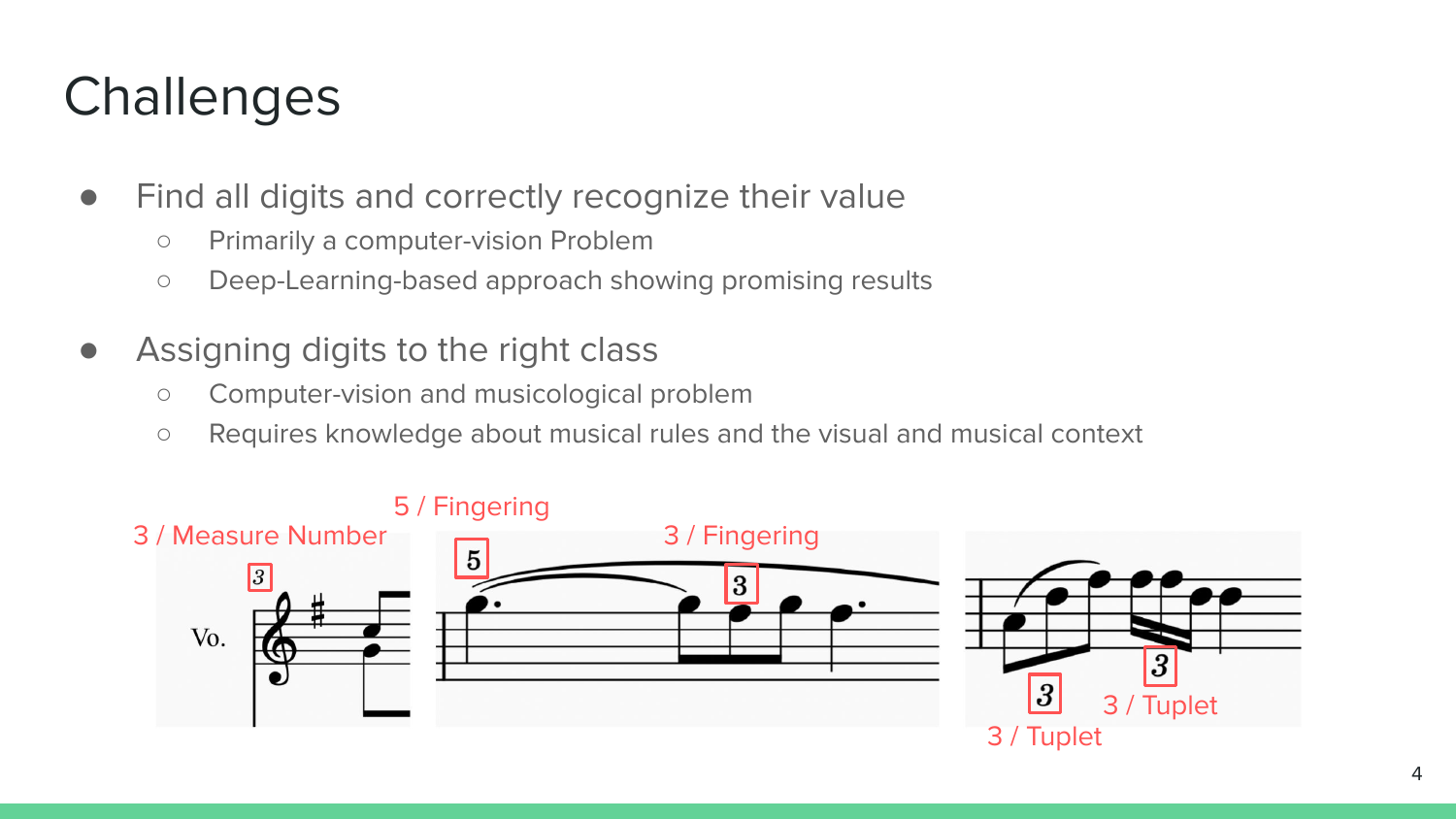# Challenges

- Find all digits and correctly recognize their value
  - Primarily a computer-vision Problem
  - Deep-Learning-based approach showing promising results
- Assigning digits to the right class
  - Computer-vision and musicological problem
  - Requires knowledge about musical rules and the visual and musical context

3 / Measure Number

5 / Fingering

3 / Fingering

3 / Tuplet

3 / Tuplet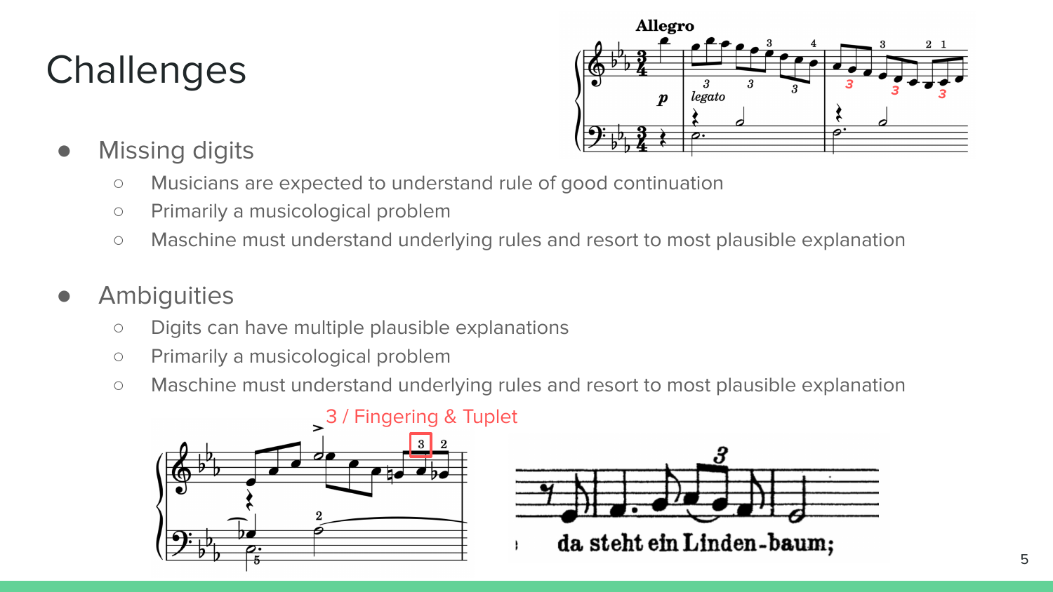# Challenges

- Missing digits
  - Musicians are expected to understand rule of good continuation
  - Primarily a musicological problem
  - Maschine must understand underlying rules and resort to most plausible explanation

- Ambiguities
  - Digits can have multiple plausible explanations
  - Primarily a musicological problem
  - Maschine must understand underlying rules and resort to most plausible explanation

3 / Fingering & Tuplet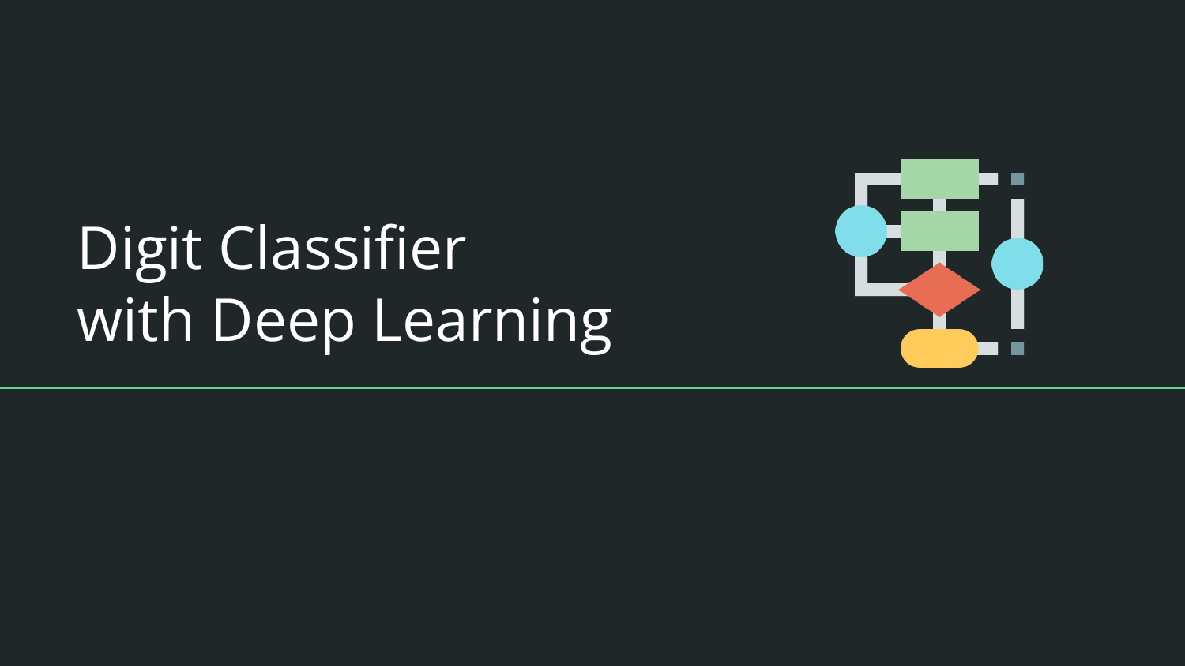# Digit Classifier with Deep Learning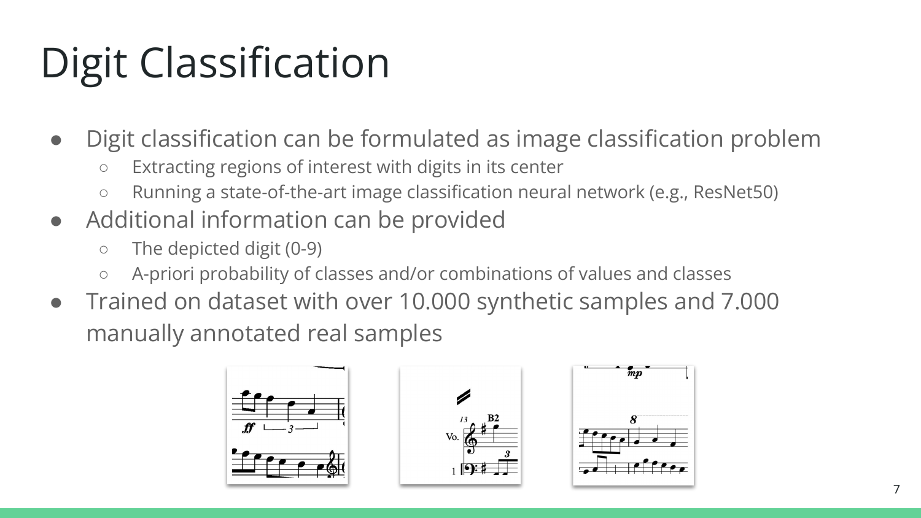# Digit Classification

- Digit classification can be formulated as image classification problem
  - Extracting regions of interest with digits in its center
  - Running a state-of-the-art image classification neural network (e.g., ResNet50)
- Additional information can be provided
  - The depicted digit (0-9)
  - A-priori probability of classes and/or combinations of values and classes
- Trained on dataset with over 10.000 synthetic samples and 7.000 manually annotated real samples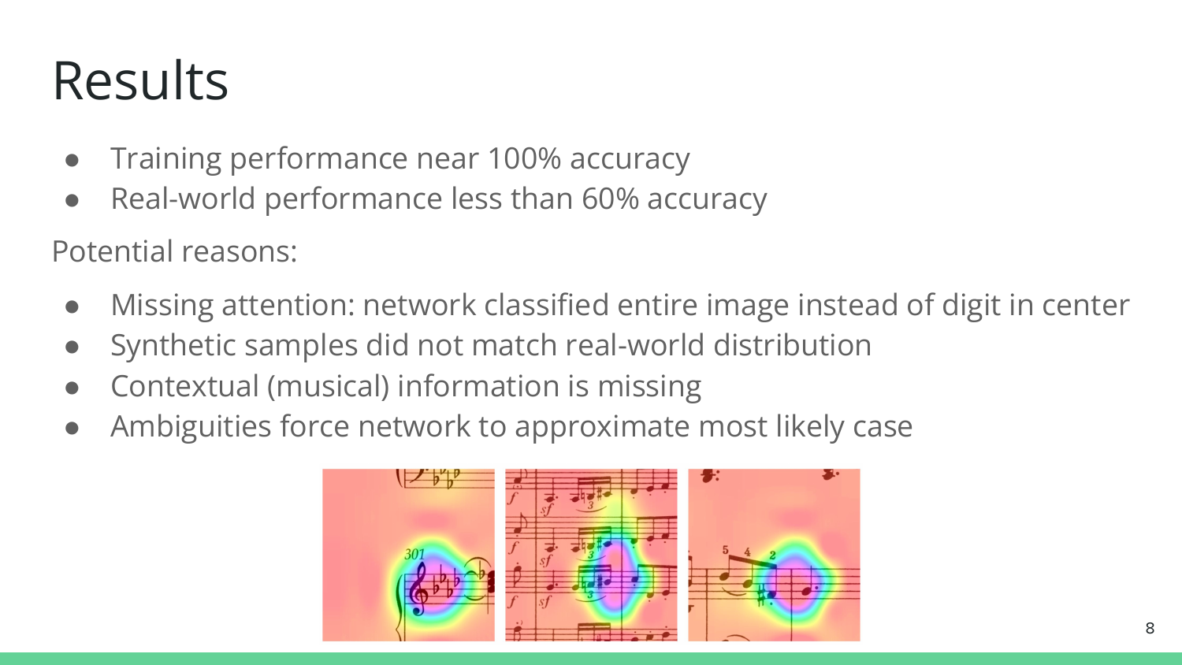# Results

- Training performance near 100% accuracy
- Real-world performance less than 60% accuracy

Potential reasons:

- Missing attention: network classified entire image instead of digit in center
- Synthetic samples did not match real-world distribution
- Contextual (musical) information is missing
- Ambiguities force network to approximate most likely case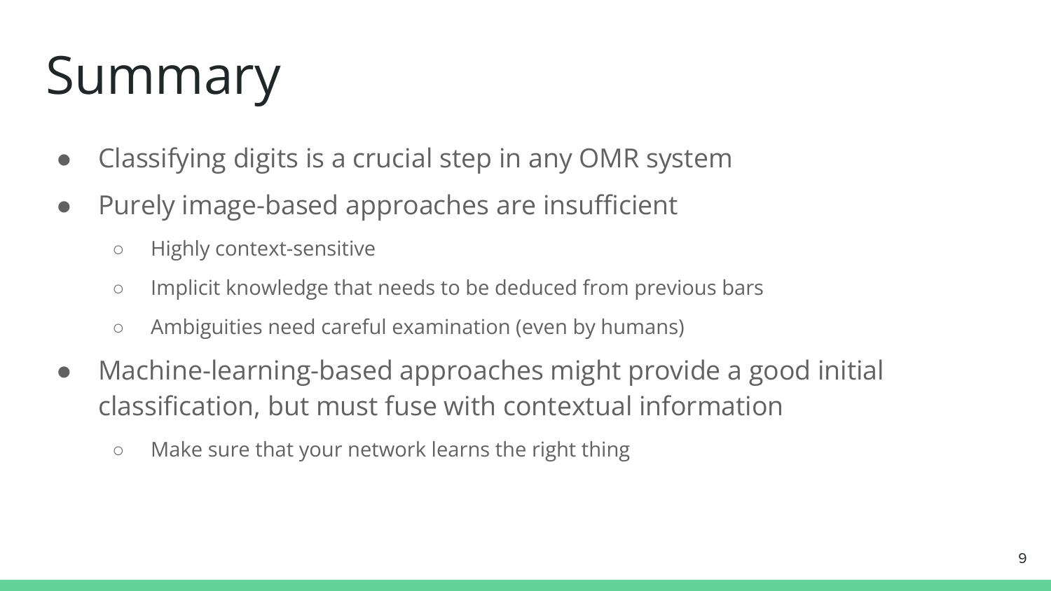# Summary

- Classifying digits is a crucial step in any OMR system
- Purely image-based approaches are insufficient
  - Highly context-sensitive
  - Implicit knowledge that needs to be deduced from previous bars
  - Ambiguities need careful examination (even by humans)
- Machine-learning-based approaches might provide a good initial classification, but must fuse with contextual information
  - Make sure that your network learns the right thing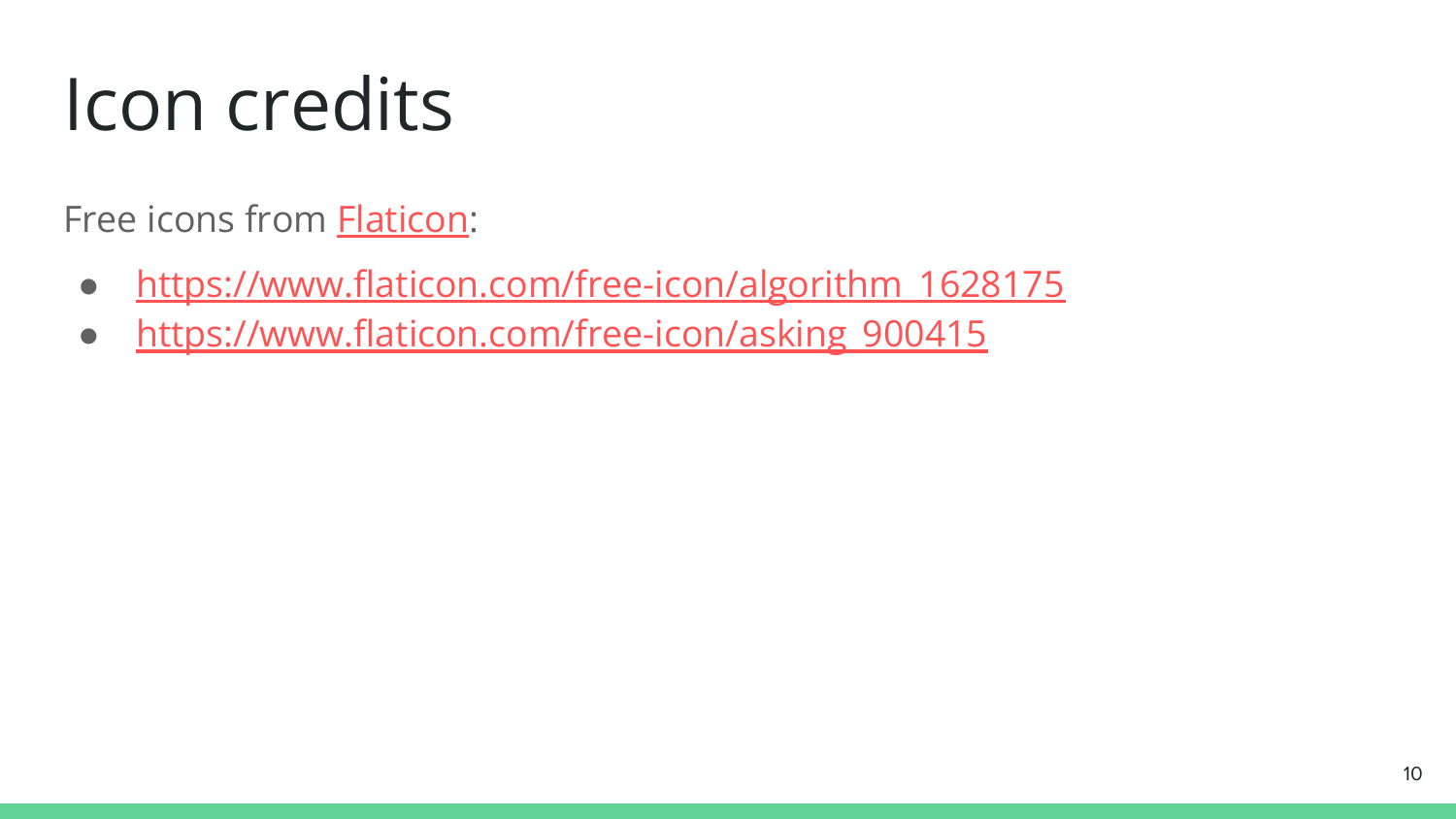# Icon credits

Free icons from [Flaticon](https://www.flaticon.com):

- https://www.flaticon.com/free-icon/algorithm_1628175
- https://www.flaticon.com/free-icon/asking_900415